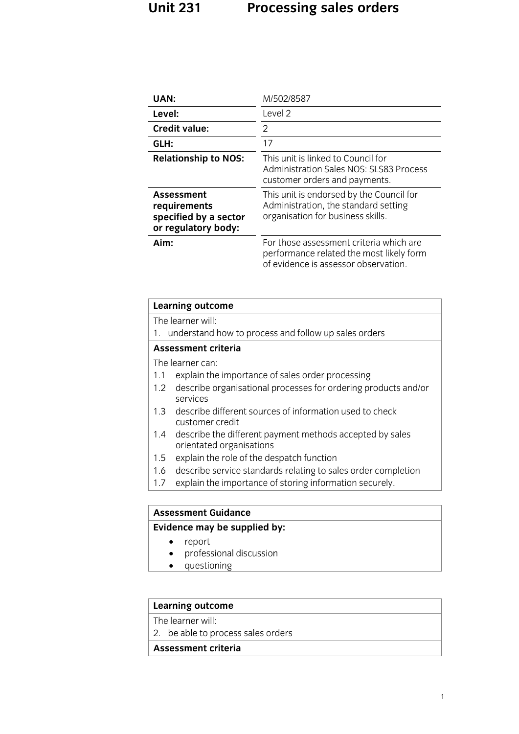# Unit 231 Processing sales orders

| | |
|---|---|
| **UAN:** | M/502/8587 |
| **Level:** | Level 2 |
| **Credit value:** | 2 |
| **GLH:** | 17 |
| **Relationship to NOS:** | This unit is linked to Council for Administration Sales NOS: SLS83 Process customer orders and payments. |
| **Assessment requirements specified by a sector or regulatory body:** | This unit is endorsed by the Council for Administration, the standard setting organisation for business skills. |
| **Aim:** | For those assessment criteria which are performance related the most likely form of evidence is assessor observation. |

| **Learning outcome** |
|---|
| The learner will:<br>1. understand how to process and follow up sales orders |
| **Assessment criteria** |
| The learner can:<br>1.1 explain the importance of sales order processing<br>1.2 describe organisational processes for ordering products and/or services<br>1.3 describe different sources of information used to check customer credit<br>1.4 describe the different payment methods accepted by sales orientated organisations<br>1.5 explain the role of the despatch function<br>1.6 describe service standards relating to sales order completion<br>1.7 explain the importance of storing information securely. |

| **Assessment Guidance** |
|---|
| **Evidence may be supplied by:**<br>• report<br>• professional discussion<br>• questioning |

| **Learning outcome** |
|---|
| The learner will:<br>2. be able to process sales orders |
| **Assessment criteria** |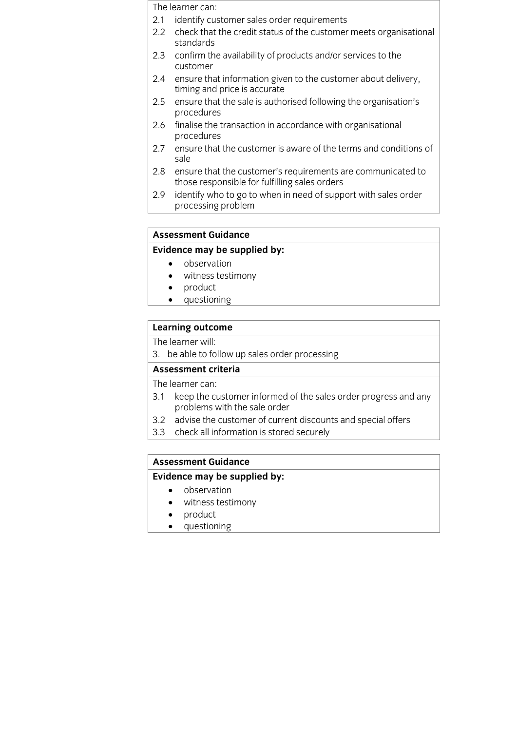The learner can:

2.1 identify customer sales order requirements
2.2 check that the credit status of the customer meets organisational standards
2.3 confirm the availability of products and/or services to the customer
2.4 ensure that information given to the customer about delivery, timing and price is accurate
2.5 ensure that the sale is authorised following the organisation's procedures
2.6 finalise the transaction in accordance with organisational procedures
2.7 ensure that the customer is aware of the terms and conditions of sale
2.8 ensure that the customer's requirements are communicated to those responsible for fulfilling sales orders
2.9 identify who to go to when in need of support with sales order processing problem

**Assessment Guidance**

**Evidence may be supplied by:**

- observation
- witness testimony
- product
- questioning

**Learning outcome**

The learner will:

3. be able to follow up sales order processing

**Assessment criteria**

The learner can:

3.1 keep the customer informed of the sales order progress and any problems with the sale order
3.2 advise the customer of current discounts and special offers
3.3 check all information is stored securely

**Assessment Guidance**

**Evidence may be supplied by:**

- observation
- witness testimony
- product
- questioning